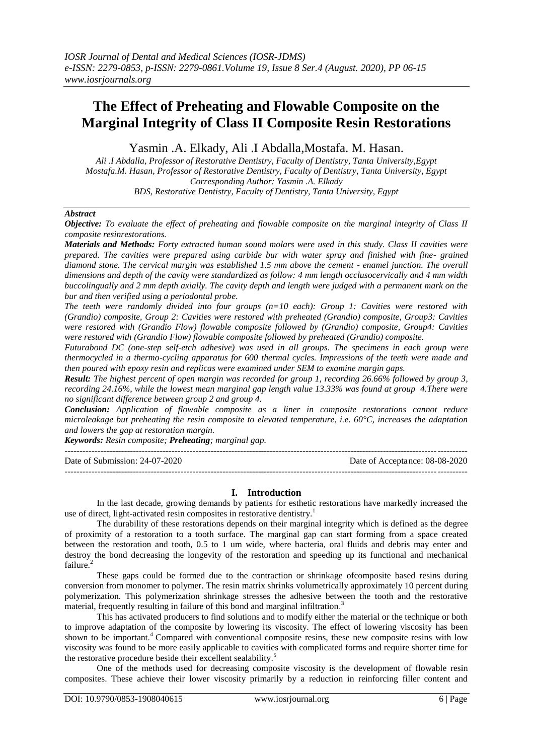# The Effect of Preheating and Flowable Composite on the Marginal Integrity of Class II Composite Resin Restorations

Yasmin .A. Elkady, Ali .I Abdalla,Mostafa. M. Hasan.

*Ali .I Abdalla, Professor of Restorative Dentistry, Faculty of Dentistry, Tanta University,Egypt*
*Mostafa.M. Hasan, Professor of Restorative Dentistry, Faculty of Dentistry, Tanta University, Egypt*
*Corresponding Author: Yasmin .A. Elkady*
*BDS, Restorative Dentistry, Faculty of Dentistry, Tanta University, Egypt*

## Abstract

***Objective:*** *To evaluate the effect of preheating and flowable composite on the marginal integrity of Class II composite resinrestorations.*

***Materials and Methods:*** *Forty extracted human sound molars were used in this study. Class II cavities were prepared. The cavities were prepared using carbide bur with water spray and finished with fine- grained diamond stone. The cervical margin was established 1.5 mm above the cement - enamel junction. The overall dimensions and depth of the cavity were standardized as follow: 4 mm length occlusocervically and 4 mm width buccolingually and 2 mm depth axially. The cavity depth and length were judged with a permanent mark on the bur and then verified using a periodontal probe.*

*The teeth were randomly divided into four groups (n=10 each): Group 1: Cavities were restored with (Grandio) composite, Group 2: Cavities were restored with preheated (Grandio) composite, Group3: Cavities were restored with (Grandio Flow) flowable composite followed by (Grandio) composite, Group4: Cavities were restored with (Grandio Flow) flowable composite followed by preheated (Grandio) composite.*

*Futurabond DC (one-step self-etch adhesive) was used in all groups. The specimens in each group were thermocycled in a thermo-cycling apparatus for 600 thermal cycles. Impressions of the teeth were made and then poured with epoxy resin and replicas were examined under SEM to examine margin gaps.*

***Result:*** *The highest percent of open margin was recorded for group 1, recording 26.66% followed by group 3, recording 24.16%, while the lowest mean marginal gap length value 13.33% was found at group 4.There were no significant difference between group 2 and group 4.*

***Conclusion:*** *Application of flowable composite as a liner in composite restorations cannot reduce microleakage but preheating the resin composite to elevated temperature, i.e. 60°C, increases the adaptation and lowers the gap at restoration margin.*

***Keywords:*** *Resin composite;* ***Preheating****; marginal gap.*

---

Date of Submission: 24-07-2020 Date of Acceptance: 08-08-2020

---

## I. Introduction

In the last decade, growing demands by patients for esthetic restorations have markedly increased the use of direct, light-activated resin composites in restorative dentistry.[1]

The durability of these restorations depends on their marginal integrity which is defined as the degree of proximity of a restoration to a tooth surface. The marginal gap can start forming from a space created between the restoration and tooth, 0.5 to 1 um wide, where bacteria, oral fluids and debris may enter and destroy the bond decreasing the longevity of the restoration and speeding up its functional and mechanical failure.[2]

These gaps could be formed due to the contraction or shrinkage ofcomposite based resins during conversion from monomer to polymer. The resin matrix shrinks volumetrically approximately 10 percent during polymerization. This polymerization shrinkage stresses the adhesive between the tooth and the restorative material, frequently resulting in failure of this bond and marginal infiltration.[3]

This has activated producers to find solutions and to modify either the material or the technique or both to improve adaptation of the composite by lowering its viscosity. The effect of lowering viscosity has been shown to be important.[4] Compared with conventional composite resins, these new composite resins with low viscosity was found to be more easily applicable to cavities with complicated forms and require shorter time for the restorative procedure beside their excellent sealability.[5]

One of the methods used for decreasing composite viscosity is the development of flowable resin composites. These achieve their lower viscosity primarily by a reduction in reinforcing filler content and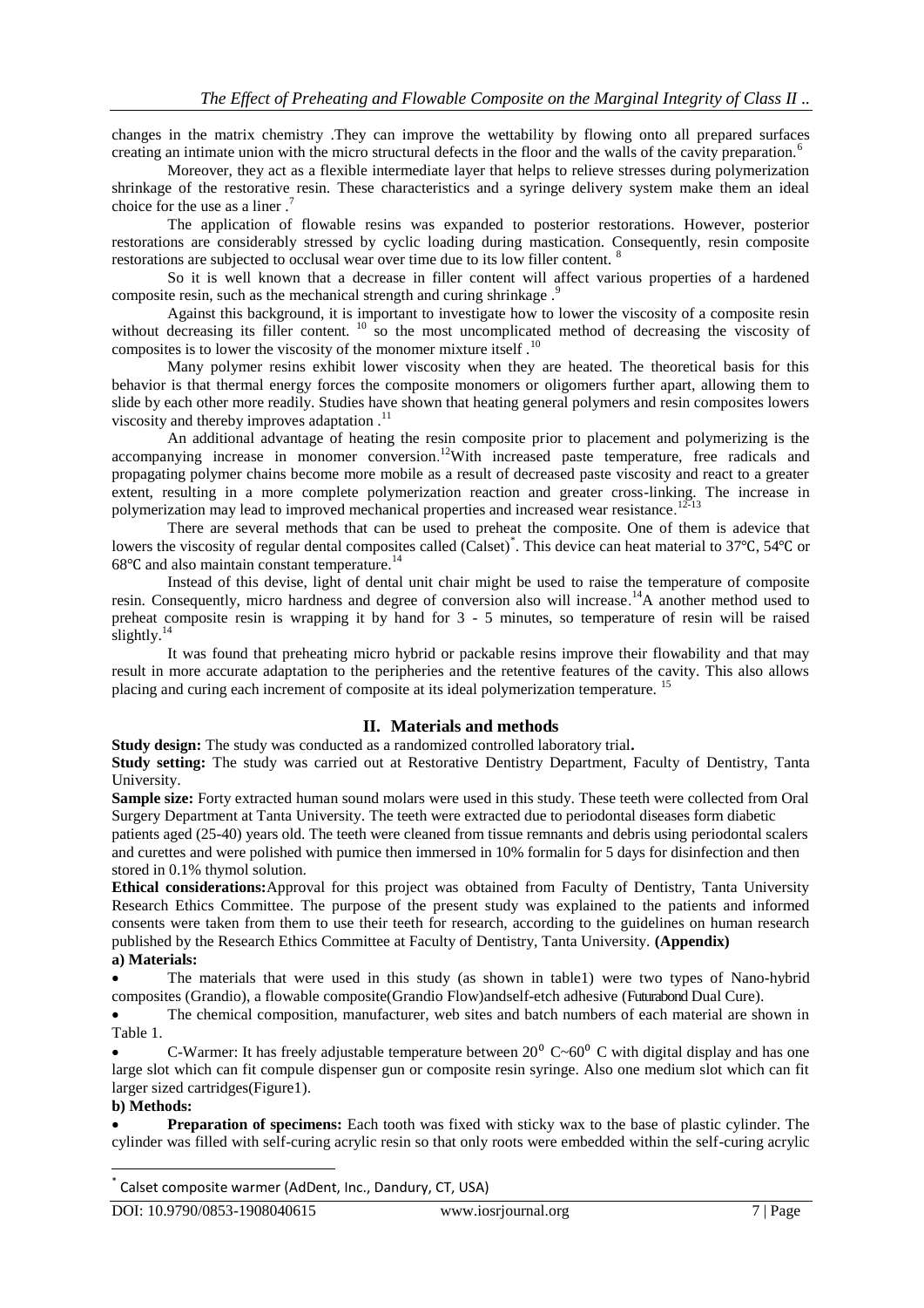changes in the matrix chemistry .They can improve the wettability by flowing onto all prepared surfaces creating an intimate union with the micro structural defects in the floor and the walls of the cavity preparation.[6]

Moreover, they act as a flexible intermediate layer that helps to relieve stresses during polymerization shrinkage of the restorative resin. These characteristics and a syringe delivery system make them an ideal choice for the use as a liner .[7]

The application of flowable resins was expanded to posterior restorations. However, posterior restorations are considerably stressed by cyclic loading during mastication. Consequently, resin composite restorations are subjected to occlusal wear over time due to its low filler content. [8]

So it is well known that a decrease in filler content will affect various properties of a hardened composite resin, such as the mechanical strength and curing shrinkage .[9]

Against this background, it is important to investigate how to lower the viscosity of a composite resin without decreasing its filler content. [10] so the most uncomplicated method of decreasing the viscosity of composites is to lower the viscosity of the monomer mixture itself .[10]

Many polymer resins exhibit lower viscosity when they are heated. The theoretical basis for this behavior is that thermal energy forces the composite monomers or oligomers further apart, allowing them to slide by each other more readily. Studies have shown that heating general polymers and resin composites lowers viscosity and thereby improves adaptation .[11]

An additional advantage of heating the resin composite prior to placement and polymerizing is the accompanying increase in monomer conversion.[12]With increased paste temperature, free radicals and propagating polymer chains become more mobile as a result of decreased paste viscosity and react to a greater extent, resulting in a more complete polymerization reaction and greater cross-linking. The increase in polymerization may lead to improved mechanical properties and increased wear resistance.[12-13]

There are several methods that can be used to preheat the composite. One of them is adevice that lowers the viscosity of regular dental composites called (Calset)[*]. This device can heat material to 37℃, 54℃ or 68℃ and also maintain constant temperature.[14]

Instead of this devise, light of dental unit chair might be used to raise the temperature of composite resin. Consequently, micro hardness and degree of conversion also will increase.[14]A another method used to preheat composite resin is wrapping it by hand for 3 - 5 minutes, so temperature of resin will be raised slightly.[14]

It was found that preheating micro hybrid or packable resins improve their flowability and that may result in more accurate adaptation to the peripheries and the retentive features of the cavity. This also allows placing and curing each increment of composite at its ideal polymerization temperature. [15]

## II. Materials and methods

**Study design:** The study was conducted as a randomized controlled laboratory trial**.**

**Study setting:** The study was carried out at Restorative Dentistry Department, Faculty of Dentistry, Tanta University.

**Sample size:** Forty extracted human sound molars were used in this study. These teeth were collected from Oral Surgery Department at Tanta University. The teeth were extracted due to periodontal diseases form diabetic patients aged (25-40) years old. The teeth were cleaned from tissue remnants and debris using periodontal scalers and curettes and were polished with pumice then immersed in 10% formalin for 5 days for disinfection and then stored in 0.1% thymol solution.

**Ethical considerations:**Approval for this project was obtained from Faculty of Dentistry, Tanta University Research Ethics Committee. The purpose of the present study was explained to the patients and informed consents were taken from them to use their teeth for research, according to the guidelines on human research published by the Research Ethics Committee at Faculty of Dentistry, Tanta University. **(Appendix)**

**a) Materials:**

- The materials that were used in this study (as shown in table1) were two types of Nano-hybrid composites (Grandio), a flowable composite(Grandio Flow)andself-etch adhesive (Futurabond Dual Cure).
- The chemical composition, manufacturer, web sites and batch numbers of each material are shown in Table 1.
- C-Warmer: It has freely adjustable temperature between $20^0$ C~$60^0$ C with digital display and has one large slot which can fit compule dispenser gun or composite resin syringe. Also one medium slot which can fit larger sized cartridges(Figure1).

**b) Methods:**

- **Preparation of specimens:** Each tooth was fixed with sticky wax to the base of plastic cylinder. The cylinder was filled with self-curing acrylic resin so that only roots were embedded within the self-curing acrylic

[*] Calset composite warmer (AdDent, Inc., Dandury, CT, USA)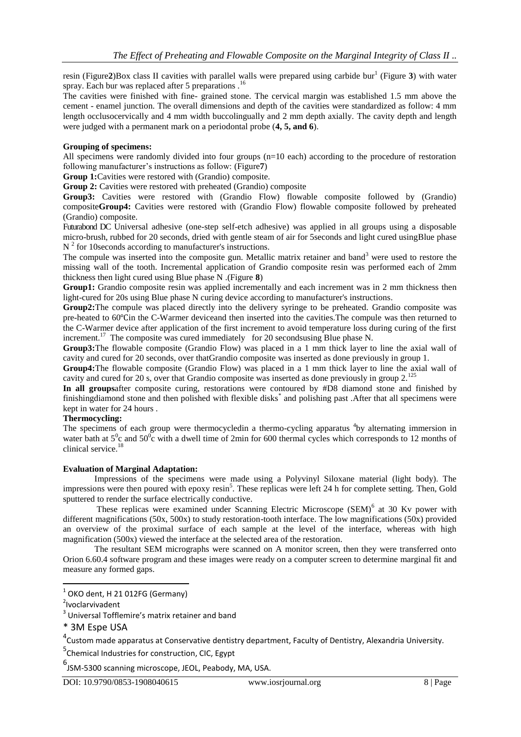resin (Figure **2**)Box class II cavities with parallel walls were prepared using carbide bur[1] (Figure **3**) with water spray. Each bur was replaced after 5 preparations .[16]

The cavities were finished with fine- grained stone. The cervical margin was established 1.5 mm above the cement - enamel junction. The overall dimensions and depth of the cavities were standardized as follow: 4 mm length occlusocervically and 4 mm width buccolingually and 2 mm depth axially. The cavity depth and length were judged with a permanent mark on a periodontal probe (**4, 5, and 6**).

**Grouping of specimens:**

All specimens were randomly divided into four groups (n=10 each) according to the procedure of restoration following manufacturer's instructions as follow: (Figure **7**)

**Group 1:** Cavities were restored with (Grandio) composite.

**Group 2:** Cavities were restored with preheated (Grandio) composite

**Group3:** Cavities were restored with (Grandio Flow) flowable composite followed by (Grandio) composite **Group4:** Cavities were restored with (Grandio Flow) flowable composite followed by preheated (Grandio) composite.

Futurabond DC Universal adhesive (one-step self-etch adhesive) was applied in all groups using a disposable micro-brush, rubbed for 20 seconds, dried with gentle steam of air for 5seconds and light cured using Blue phase N [2] for 10seconds according to manufacturer's instructions.

The compule was inserted into the composite gun. Metallic matrix retainer and band[3] were used to restore the missing wall of the tooth. Incremental application of Grandio composite resin was performed each of 2mm thickness then light cured using Blue phase N .(Figure **8**)

**Group1:** Grandio composite resin was applied incrementally and each increment was in 2 mm thickness then light-cured for 20s using Blue phase N curing device according to manufacturer's instructions.

**Group2:** The compule was placed directly into the delivery syringe to be preheated. Grandio composite was pre-heated to 60℃in the C-Warmer deviceand then inserted into the cavities.The compule was then returned to the C-Warmer device after application of the first increment to avoid temperature loss during curing of the first increment.[17] The composite was cured immediately for 20 secondsusing Blue phase N.

**Group3:** The flowable composite (Grandio Flow) was placed in a 1 mm thick layer to line the axial wall of cavity and cured for 20 seconds, over thatGrandio composite was inserted as done previously in group 1.

**Group4:** The flowable composite (Grandio Flow) was placed in a 1 mm thick layer to line the axial wall of cavity and cured for 20 s, over that Grandio composite was inserted as done previously in group 2.[125]

**In all groups** after composite curing, restorations were contoured by #D8 diamond stone and finished by finishingdiamond stone and then polished with flexible disks* and polishing past .After that all specimens were kept in water for 24 hours .

**Thermocycling:**

The specimens of each group were thermocycledin a thermo-cycling apparatus [4]by alternating immersion in water bath at $5^0$c and $50^0$c with a dwell time of 2min for 600 thermal cycles which corresponds to 12 months of clinical service.[18]

**Evaluation of Marginal Adaptation:**

Impressions of the specimens were made using a Polyvinyl Siloxane material (light body). The impressions were then poured with epoxy resin[5]. These replicas were left 24 h for complete setting. Then, Gold sputtered to render the surface electrically conductive.

These replicas were examined under Scanning Electric Microscope (SEM)[6] at 30 Kv power with different magnifications (50x, 500x) to study restoration-tooth interface. The low magnifications (50x) provided an overview of the proximal surface of each sample at the level of the interface, whereas with high magnification (500x) viewed the interface at the selected area of the restoration.

The resultant SEM micrographs were scanned on A monitor screen, then they were transferred onto Orion 6.60.4 software program and these images were ready on a computer screen to determine marginal fit and measure any formed gaps.

---

[1] OKO dent, H 21 012FG (Germany)

[2] Ivoclarvivadent

[3] Universal Tofflemire's matrix retainer and band

\* 3M Espe USA

[4] Custom made apparatus at Conservative dentistry department, Faculty of Dentistry, Alexandria University.

[5] Chemical Industries for construction, CIC, Egypt

[6] JSM-5300 scanning microscope, JEOL, Peabody, MA, USA.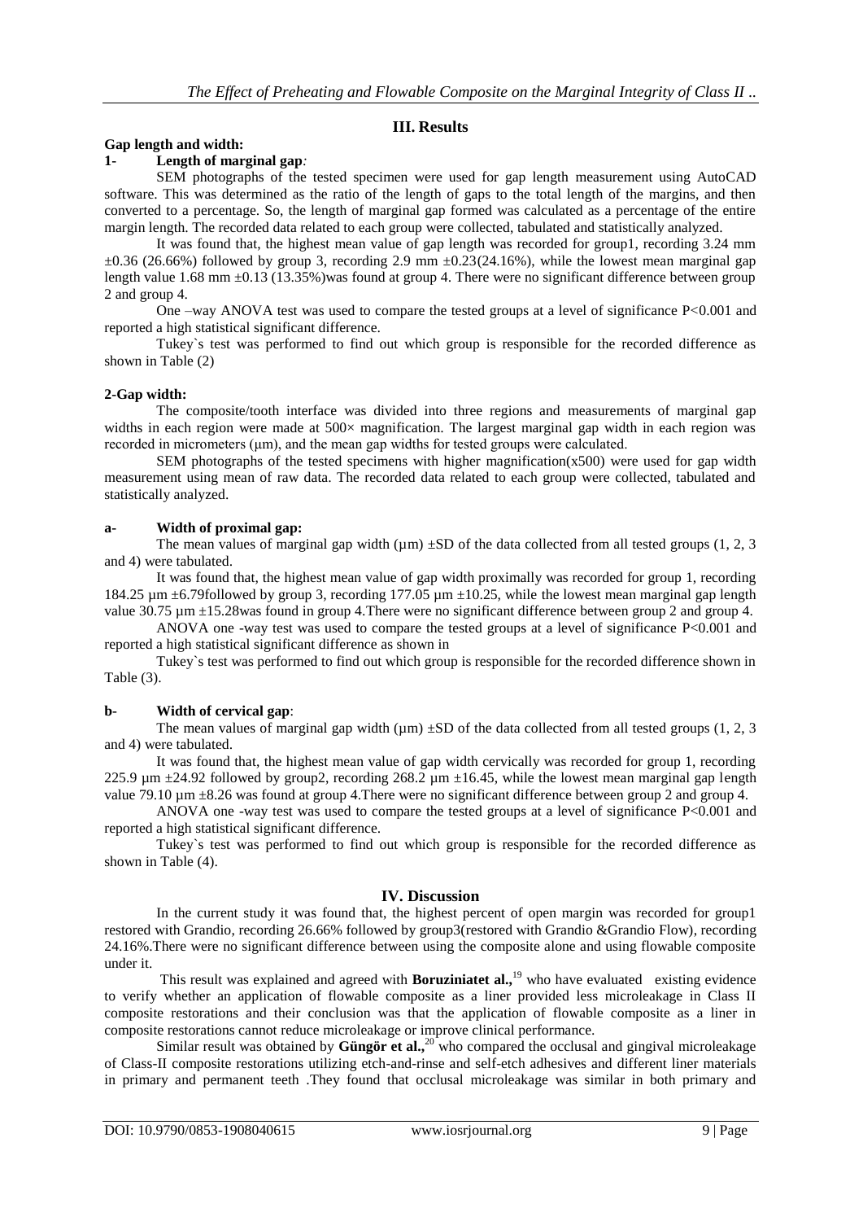## III. Results

### Gap length and width:

**1- Length of marginal gap***:*

SEM photographs of the tested specimen were used for gap length measurement using AutoCAD software. This was determined as the ratio of the length of gaps to the total length of the margins, and then converted to a percentage. So, the length of marginal gap formed was calculated as a percentage of the entire margin length. The recorded data related to each group were collected, tabulated and statistically analyzed.

It was found that, the highest mean value of gap length was recorded for group1, recording 3.24 mm ±0.36 (26.66%) followed by group 3, recording 2.9 mm ±0.23(24.16%), while the lowest mean marginal gap length value 1.68 mm ±0.13 (13.35%)was found at group 4. There were no significant difference between group 2 and group 4.

One –way ANOVA test was used to compare the tested groups at a level of significance P<0.001 and reported a high statistical significant difference.

Tukey`s test was performed to find out which group is responsible for the recorded difference as shown in Table (2)

**2-Gap width:**

The composite/tooth interface was divided into three regions and measurements of marginal gap widths in each region were made at 500× magnification. The largest marginal gap width in each region was recorded in micrometers (μm), and the mean gap widths for tested groups were calculated.

SEM photographs of the tested specimens with higher magnification(x500) were used for gap width measurement using mean of raw data. The recorded data related to each group were collected, tabulated and statistically analyzed.

**a- Width of proximal gap:**

The mean values of marginal gap width (µm) ±SD of the data collected from all tested groups (1, 2, 3 and 4) were tabulated.

It was found that, the highest mean value of gap width proximally was recorded for group 1, recording 184.25 µm ±6.79followed by group 3, recording 177.05 µm ±10.25, while the lowest mean marginal gap length value 30.75 µm ±15.28was found in group 4.There were no significant difference between group 2 and group 4.

ANOVA one -way test was used to compare the tested groups at a level of significance P<0.001 and reported a high statistical significant difference as shown in

Tukey`s test was performed to find out which group is responsible for the recorded difference shown in Table (3).

**b- Width of cervical gap**:

The mean values of marginal gap width (µm) ±SD of the data collected from all tested groups (1, 2, 3 and 4) were tabulated.

It was found that, the highest mean value of gap width cervically was recorded for group 1, recording 225.9 µm ±24.92 followed by group2, recording 268.2 µm ±16.45, while the lowest mean marginal gap length value 79.10 µm ±8.26 was found at group 4.There were no significant difference between group 2 and group 4.

ANOVA one -way test was used to compare the tested groups at a level of significance P<0.001 and reported a high statistical significant difference.

Tukey`s test was performed to find out which group is responsible for the recorded difference as shown in Table (4).

## IV. Discussion

In the current study it was found that, the highest percent of open margin was recorded for group1 restored with Grandio, recording 26.66% followed by group3(restored with Grandio &Grandio Flow), recording 24.16%.There were no significant difference between using the composite alone and using flowable composite under it.

This result was explained and agreed with **Boruziniatet al.,**[19] who have evaluated existing evidence to verify whether an application of flowable composite as a liner provided less microleakage in Class II composite restorations and their conclusion was that the application of flowable composite as a liner in composite restorations cannot reduce microleakage or improve clinical performance.

Similar result was obtained by **Güngör et al.,**[20] who compared the occlusal and gingival microleakage of Class-II composite restorations utilizing etch-and-rinse and self-etch adhesives and different liner materials in primary and permanent teeth .They found that occlusal microleakage was similar in both primary and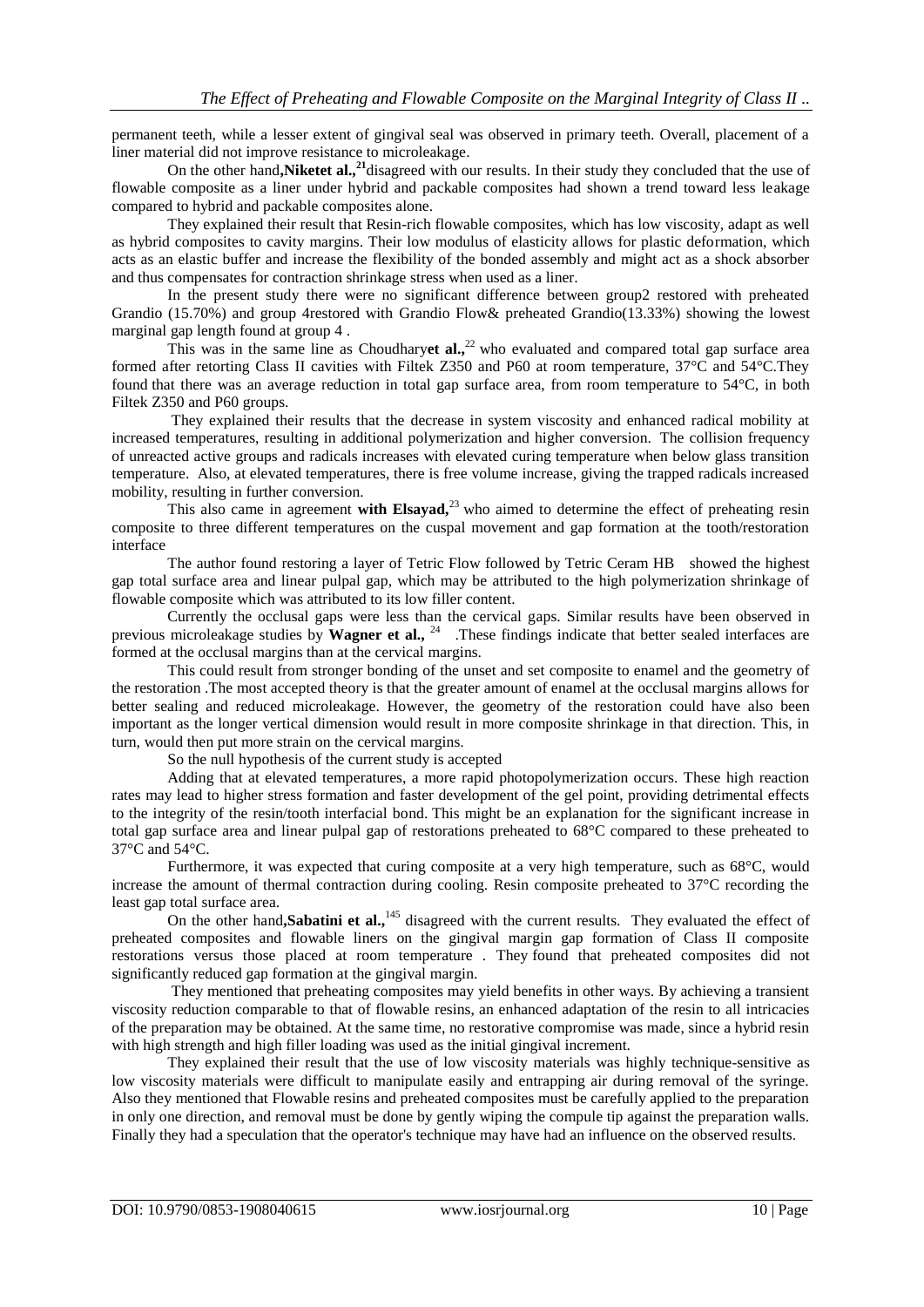permanent teeth, while a lesser extent of gingival seal was observed in primary teeth. Overall, placement of a liner material did not improve resistance to microleakage.

On the other hand**,Niketet al.,**[21]disagreed with our results. In their study they concluded that the use of flowable composite as a liner under hybrid and packable composites had shown a trend toward less leakage compared to hybrid and packable composites alone.

They explained their result that Resin-rich flowable composites, which has low viscosity, adapt as well as hybrid composites to cavity margins. Their low modulus of elasticity allows for plastic deformation, which acts as an elastic buffer and increase the flexibility of the bonded assembly and might act as a shock absorber and thus compensates for contraction shrinkage stress when used as a liner.

In the present study there were no significant difference between group2 restored with preheated Grandio (15.70%) and group 4restored with Grandio Flow& preheated Grandio(13.33%) showing the lowest marginal gap length found at group 4 .

This was in the same line as Choudhary**et al.,**[22] who evaluated and compared total gap surface area formed after retorting Class II cavities with Filtek Z350 and P60 at room temperature, 37°C and 54°C.They found that there was an average reduction in total gap surface area, from room temperature to 54°C, in both Filtek Z350 and P60 groups.

They explained their results that the decrease in system viscosity and enhanced radical mobility at increased temperatures, resulting in additional polymerization and higher conversion. The collision frequency of unreacted active groups and radicals increases with elevated curing temperature when below glass transition temperature. Also, at elevated temperatures, there is free volume increase, giving the trapped radicals increased mobility, resulting in further conversion.

This also came in agreement **with Elsayad,**[23] who aimed to determine the effect of preheating resin composite to three different temperatures on the cuspal movement and gap formation at the tooth/restoration interface

The author found restoring a layer of Tetric Flow followed by Tetric Ceram HB showed the highest gap total surface area and linear pulpal gap, which may be attributed to the high polymerization shrinkage of flowable composite which was attributed to its low filler content.

Currently the occlusal gaps were less than the cervical gaps. Similar results have been observed in previous microleakage studies by **Wagner et al.,** [24] .These findings indicate that better sealed interfaces are formed at the occlusal margins than at the cervical margins.

This could result from stronger bonding of the unset and set composite to enamel and the geometry of the restoration .The most accepted theory is that the greater amount of enamel at the occlusal margins allows for better sealing and reduced microleakage. However, the geometry of the restoration could have also been important as the longer vertical dimension would result in more composite shrinkage in that direction. This, in turn, would then put more strain on the cervical margins.

So the null hypothesis of the current study is accepted

Adding that at elevated temperatures, a more rapid photopolymerization occurs. These high reaction rates may lead to higher stress formation and faster development of the gel point, providing detrimental effects to the integrity of the resin/tooth interfacial bond. This might be an explanation for the significant increase in total gap surface area and linear pulpal gap of restorations preheated to 68°C compared to these preheated to 37°C and 54°C.

Furthermore, it was expected that curing composite at a very high temperature, such as 68°C, would increase the amount of thermal contraction during cooling. Resin composite preheated to 37°C recording the least gap total surface area.

On the other hand**,Sabatini et al.,**[145] disagreed with the current results. They evaluated the effect of preheated composites and flowable liners on the gingival margin gap formation of Class II composite restorations versus those placed at room temperature . They found that preheated composites did not significantly reduced gap formation at the gingival margin.

They mentioned that preheating composites may yield benefits in other ways. By achieving a transient viscosity reduction comparable to that of flowable resins, an enhanced adaptation of the resin to all intricacies of the preparation may be obtained. At the same time, no restorative compromise was made, since a hybrid resin with high strength and high filler loading was used as the initial gingival increment.

They explained their result that the use of low viscosity materials was highly technique-sensitive as low viscosity materials were difficult to manipulate easily and entrapping air during removal of the syringe. Also they mentioned that Flowable resins and preheated composites must be carefully applied to the preparation in only one direction, and removal must be done by gently wiping the compule tip against the preparation walls. Finally they had a speculation that the operator's technique may have had an influence on the observed results.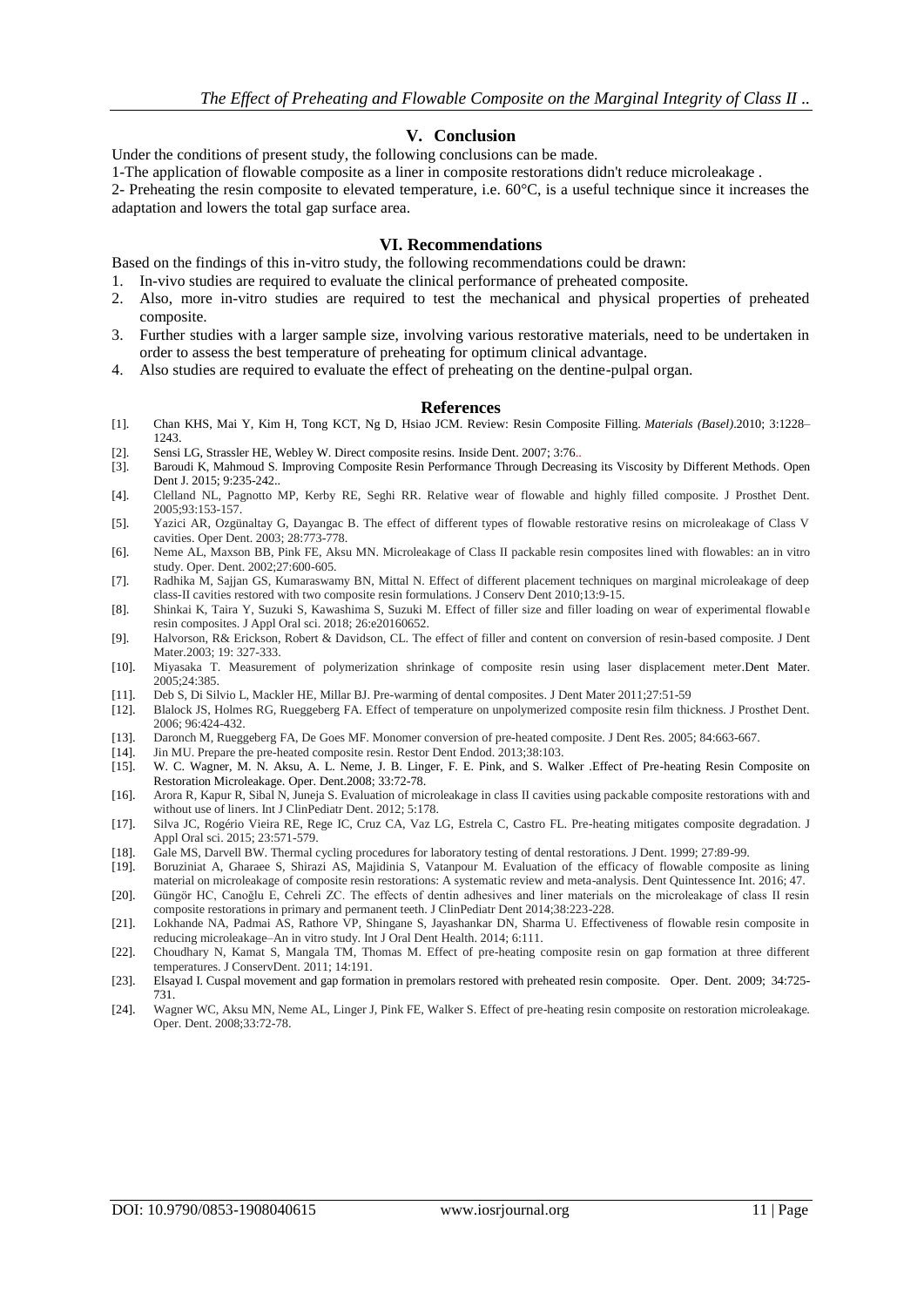## V. Conclusion

Under the conditions of present study, the following conclusions can be made.

1-The application of flowable composite as a liner in composite restorations didn't reduce microleakage .

2- Preheating the resin composite to elevated temperature, i.e. 60°C, is a useful technique since it increases the adaptation and lowers the total gap surface area.

## VI. Recommendations

Based on the findings of this in-vitro study, the following recommendations could be drawn:

1. In-vivo studies are required to evaluate the clinical performance of preheated composite.
2. Also, more in-vitro studies are required to test the mechanical and physical properties of preheated composite.
3. Further studies with a larger sample size, involving various restorative materials, need to be undertaken in order to assess the best temperature of preheating for optimum clinical advantage.
4. Also studies are required to evaluate the effect of preheating on the dentine-pulpal organ.

## References

[1]. Chan KHS, Mai Y, Kim H, Tong KCT, Ng D, Hsiao JCM. Review: Resin Composite Filling. *Materials (Basel)*.2010; 3:1228–1243.

[2]. Sensi LG, Strassler HE, Webley W. Direct composite resins. Inside Dent. 2007; 3:76..

[3]. Baroudi K, Mahmoud S. Improving Composite Resin Performance Through Decreasing its Viscosity by Different Methods. Open Dent J. 2015; 9:235-242..

[4]. Clelland NL, Pagnotto MP, Kerby RE, Seghi RR. Relative wear of flowable and highly filled composite. J Prosthet Dent. 2005;93:153-157.

[5]. Yazici AR, Ozgünaltay G, Dayangac B. The effect of different types of flowable restorative resins on microleakage of Class V cavities. Oper Dent. 2003; 28:773-778.

[6]. Neme AL, Maxson BB, Pink FE, Aksu MN. Microleakage of Class II packable resin composites lined with flowables: an in vitro study. Oper. Dent. 2002;27:600-605.

[7]. Radhika M, Sajjan GS, Kumaraswamy BN, Mittal N. Effect of different placement techniques on marginal microleakage of deep class-II cavities restored with two composite resin formulations. J Conserv Dent 2010;13:9-15.

[8]. Shinkai K, Taira Y, Suzuki S, Kawashima S, Suzuki M. Effect of filler size and filler loading on wear of experimental flowable resin composites. J Appl Oral sci. 2018; 26:e20160652.

[9]. Halvorson, R& Erickson, Robert & Davidson, CL. The effect of filler and content on conversion of resin-based composite. J Dent Mater.2003; 19: 327-333.

[10]. Miyasaka T. Measurement of polymerization shrinkage of composite resin using laser displacement meter.Dent Mater. 2005;24:385.

[11]. Deb S, Di Silvio L, Mackler HE, Millar BJ. Pre-warming of dental composites. J Dent Mater 2011;27:51-59

[12]. Blalock JS, Holmes RG, Rueggeberg FA. Effect of temperature on unpolymerized composite resin film thickness. J Prosthet Dent. 2006; 96:424-432.

[13]. Daronch M, Rueggeberg FA, De Goes MF. Monomer conversion of pre-heated composite. J Dent Res. 2005; 84:663-667.

[14]. Jin MU. Prepare the pre-heated composite resin. Restor Dent Endod. 2013;38:103.

[15]. W. C. Wagner, M. N. Aksu, A. L. Neme, J. B. Linger, F. E. Pink, and S. Walker .Effect of Pre-heating Resin Composite on Restoration Microleakage. Oper. Dent.2008; 33:72-78.

[16]. Arora R, Kapur R, Sibal N, Juneja S. Evaluation of microleakage in class II cavities using packable composite restorations with and without use of liners. Int J ClinPediatr Dent. 2012; 5:178.

[17]. Silva JC, Rogério Vieira RE, Rege IC, Cruz CA, Vaz LG, Estrela C, Castro FL. Pre-heating mitigates composite degradation. J Appl Oral sci. 2015; 23:571-579.

[18]. Gale MS, Darvell BW. Thermal cycling procedures for laboratory testing of dental restorations. J Dent. 1999; 27:89-99.

[19]. Boruziniat A, Gharaee S, Shirazi AS, Majidinia S, Vatanpour M. Evaluation of the efficacy of flowable composite as lining material on microleakage of composite resin restorations: A systematic review and meta-analysis. Dent Quintessence Int. 2016; 47.

[20]. Güngör HC, Canoğlu E, Cehreli ZC. The effects of dentin adhesives and liner materials on the microleakage of class II resin composite restorations in primary and permanent teeth. J ClinPediatr Dent 2014;38:223-228.

[21]. Lokhande NA, Padmai AS, Rathore VP, Shingane S, Jayashankar DN, Sharma U. Effectiveness of flowable resin composite in reducing microleakage–An in vitro study. Int J Oral Dent Health. 2014; 6:111.

[22]. Choudhary N, Kamat S, Mangala TM, Thomas M. Effect of pre-heating composite resin on gap formation at three different temperatures. J ConservDent. 2011; 14:191.

[23]. Elsayad I. Cuspal movement and gap formation in premolars restored with preheated resin composite. Oper. Dent. 2009; 34:725-731.

[24]. Wagner WC, Aksu MN, Neme AL, Linger J, Pink FE, Walker S. Effect of pre-heating resin composite on restoration microleakage. Oper. Dent. 2008;33:72-78.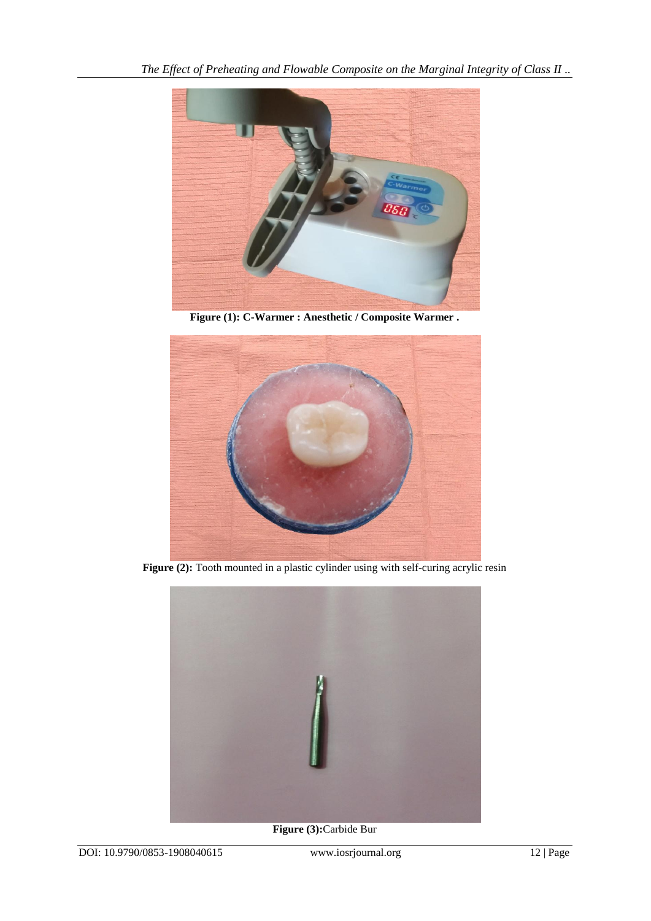**Figure (1): C-Warmer : Anesthetic / Composite Warmer .**

**Figure (2):** Tooth mounted in a plastic cylinder using with self-curing acrylic resin

**Figure (3):**Carbide Bur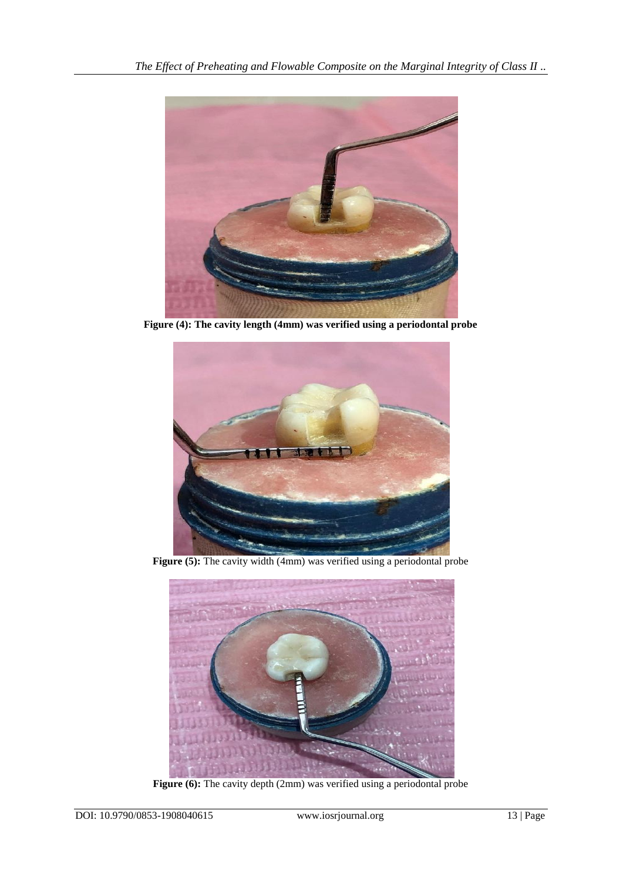**Figure (4): The cavity length (4mm) was verified using a periodontal probe**

**Figure (5):** The cavity width (4mm) was verified using a periodontal probe

**Figure (6):** The cavity depth (2mm) was verified using a periodontal probe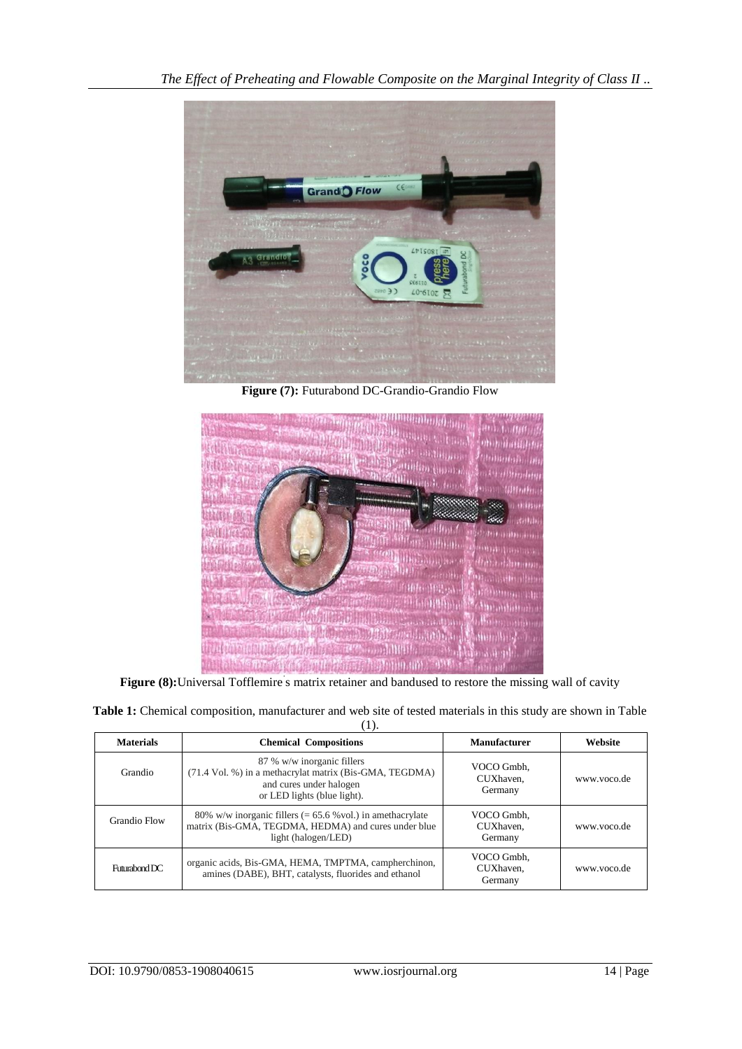**Figure (7):** Futurabond DC-Grandio-Grandio Flow

**Figure (8):**Universal Tofflemire ̓s matrix retainer and bandused to restore the missing wall of cavity

**Table 1:** Chemical composition, manufacturer and web site of tested materials in this study are shown in Table (1).

| Materials | Chemical Compositions | Manufacturer | Website |
|---|---|---|---|
| Grandio | 87 % w/w inorganic fillers (71.4 Vol. %) in a methacrylat matrix (Bis-GMA, TEGDMA) and cures under halogen or LED lights (blue light). | VOCO Gmbh, CUXhaven, Germany | www.voco.de |
| Grandio Flow | 80% w/w inorganic fillers (= 65.6 %vol.) in amethacrylate matrix (Bis-GMA, TEGDMA, HEDMA) and cures under blue light (halogen/LED) | VOCO Gmbh, CUXhaven, Germany | www.voco.de |
| Futurabond DC | organic acids, Bis-GMA, HEMA, TMPTMA, campherchinon, amines (DABE), BHT, catalysts, fluorides and ethanol | VOCO Gmbh, CUXhaven, Germany | www.voco.de |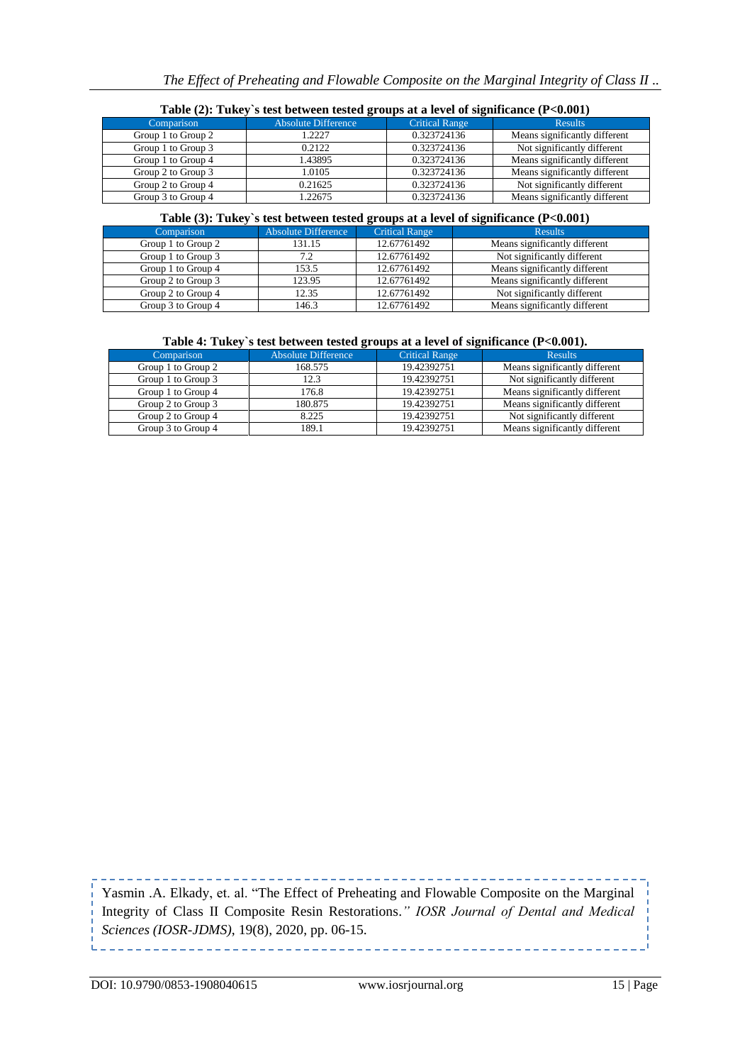**Table (2): Tukey`s test between tested groups at a level of significance (P<0.001)**

| Comparison | Absolute Difference | Critical Range | Results |
|---|---|---|---|
| Group 1 to Group 2 | 1.2227 | 0.323724136 | Means significantly different |
| Group 1 to Group 3 | 0.2122 | 0.323724136 | Not significantly different |
| Group 1 to Group 4 | 1.43895 | 0.323724136 | Means significantly different |
| Group 2 to Group 3 | 1.0105 | 0.323724136 | Means significantly different |
| Group 2 to Group 4 | 0.21625 | 0.323724136 | Not significantly different |
| Group 3 to Group 4 | 1.22675 | 0.323724136 | Means significantly different |

**Table (3): Tukey`s test between tested groups at a level of significance (P<0.001)**

| Comparison | Absolute Difference | Critical Range | Results |
|---|---|---|---|
| Group 1 to Group 2 | 131.15 | 12.67761492 | Means significantly different |
| Group 1 to Group 3 | 7.2 | 12.67761492 | Not significantly different |
| Group 1 to Group 4 | 153.5 | 12.67761492 | Means significantly different |
| Group 2 to Group 3 | 123.95 | 12.67761492 | Means significantly different |
| Group 2 to Group 4 | 12.35 | 12.67761492 | Not significantly different |
| Group 3 to Group 4 | 146.3 | 12.67761492 | Means significantly different |

**Table 4: Tukey`s test between tested groups at a level of significance (P<0.001).**

| Comparison | Absolute Difference | Critical Range | Results |
|---|---|---|---|
| Group 1 to Group 2 | 168.575 | 19.42392751 | Means significantly different |
| Group 1 to Group 3 | 12.3 | 19.42392751 | Not significantly different |
| Group 1 to Group 4 | 176.8 | 19.42392751 | Means significantly different |
| Group 2 to Group 3 | 180.875 | 19.42392751 | Means significantly different |
| Group 2 to Group 4 | 8.225 | 19.42392751 | Not significantly different |
| Group 3 to Group 4 | 189.1 | 19.42392751 | Means significantly different |

Yasmin .A. Elkady, et. al. "The Effect of Preheating and Flowable Composite on the Marginal Integrity of Class II Composite Resin Restorations." *IOSR Journal of Dental and Medical Sciences (IOSR-JDMS)*, 19(8), 2020, pp. 06-15.